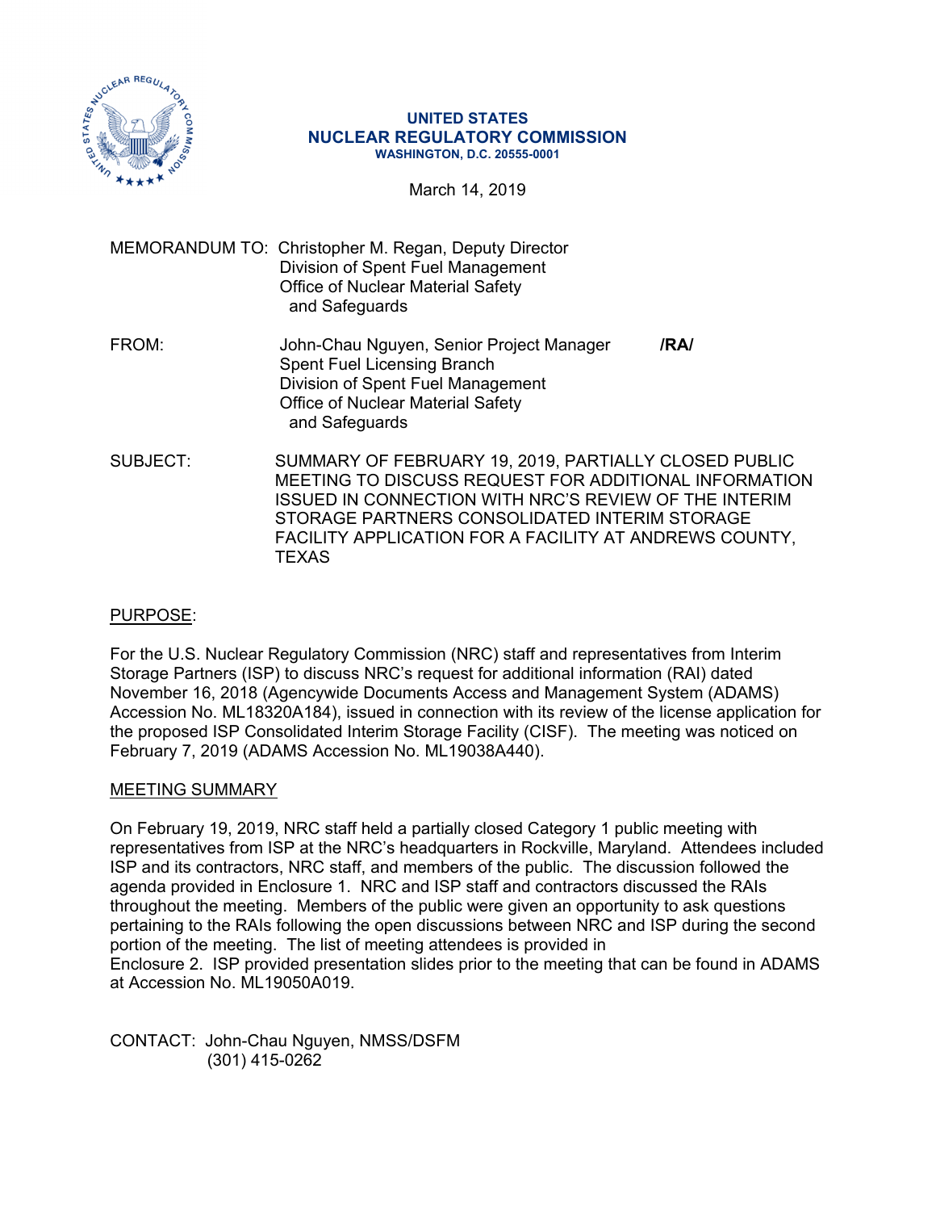**UNITED STATES**
**NUCLEAR REGULATORY COMMISSION**
**WASHINGTON, D.C. 20555-0001**

March 14, 2019

MEMORANDUM TO: Christopher M. Regan, Deputy Director
Division of Spent Fuel Management
Office of Nuclear Material Safety
and Safeguards

FROM: John-Chau Nguyen, Senior Project Manager **/RA/**
Spent Fuel Licensing Branch
Division of Spent Fuel Management
Office of Nuclear Material Safety
and Safeguards

SUBJECT: SUMMARY OF FEBRUARY 19, 2019, PARTIALLY CLOSED PUBLIC MEETING TO DISCUSS REQUEST FOR ADDITIONAL INFORMATION ISSUED IN CONNECTION WITH NRC'S REVIEW OF THE INTERIM STORAGE PARTNERS CONSOLIDATED INTERIM STORAGE FACILITY APPLICATION FOR A FACILITY AT ANDREWS COUNTY, TEXAS

PURPOSE:

For the U.S. Nuclear Regulatory Commission (NRC) staff and representatives from Interim Storage Partners (ISP) to discuss NRC's request for additional information (RAI) dated November 16, 2018 (Agencywide Documents Access and Management System (ADAMS) Accession No. ML18320A184), issued in connection with its review of the license application for the proposed ISP Consolidated Interim Storage Facility (CISF). The meeting was noticed on February 7, 2019 (ADAMS Accession No. ML19038A440).

MEETING SUMMARY

On February 19, 2019, NRC staff held a partially closed Category 1 public meeting with representatives from ISP at the NRC's headquarters in Rockville, Maryland. Attendees included ISP and its contractors, NRC staff, and members of the public. The discussion followed the agenda provided in Enclosure 1. NRC and ISP staff and contractors discussed the RAIs throughout the meeting. Members of the public were given an opportunity to ask questions pertaining to the RAIs following the open discussions between NRC and ISP during the second portion of the meeting. The list of meeting attendees is provided in Enclosure 2. ISP provided presentation slides prior to the meeting that can be found in ADAMS at Accession No. ML19050A019.

CONTACT: John-Chau Nguyen, NMSS/DSFM
(301) 415-0262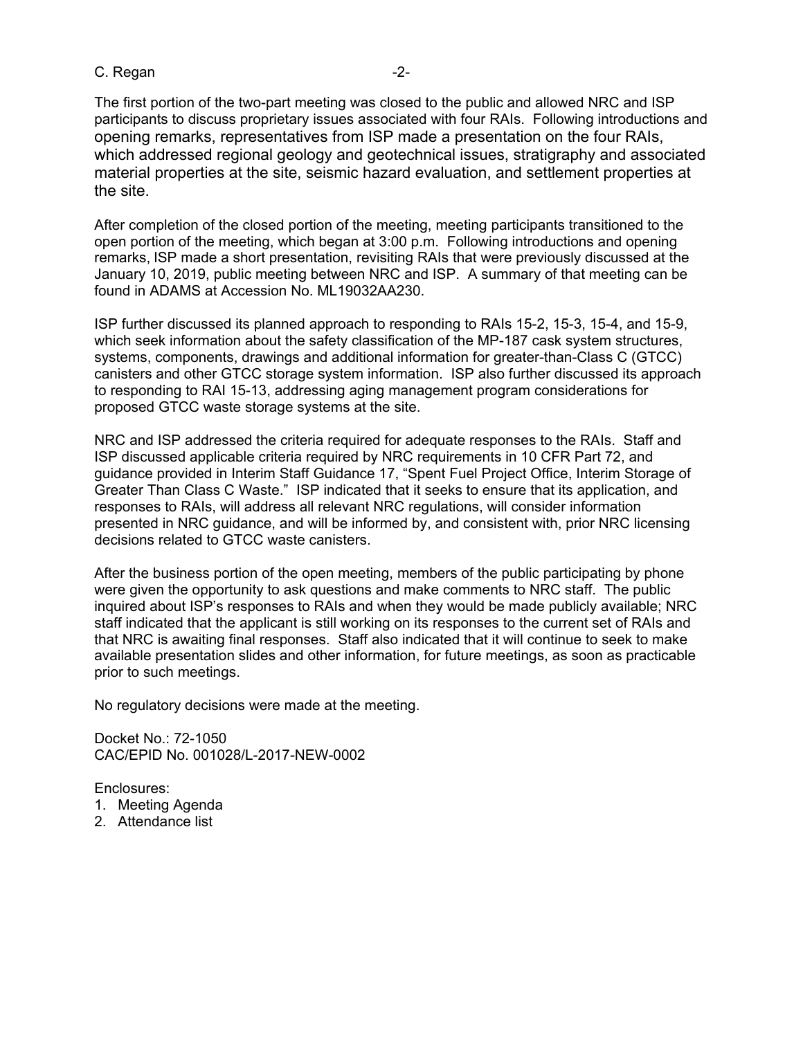The first portion of the two-part meeting was closed to the public and allowed NRC and ISP participants to discuss proprietary issues associated with four RAIs. Following introductions and opening remarks, representatives from ISP made a presentation on the four RAIs, which addressed regional geology and geotechnical issues, stratigraphy and associated material properties at the site, seismic hazard evaluation, and settlement properties at the site.

After completion of the closed portion of the meeting, meeting participants transitioned to the open portion of the meeting, which began at 3:00 p.m. Following introductions and opening remarks, ISP made a short presentation, revisiting RAIs that were previously discussed at the January 10, 2019, public meeting between NRC and ISP. A summary of that meeting can be found in ADAMS at Accession No. ML19032AA230.

ISP further discussed its planned approach to responding to RAIs 15-2, 15-3, 15-4, and 15-9, which seek information about the safety classification of the MP-187 cask system structures, systems, components, drawings and additional information for greater-than-Class C (GTCC) canisters and other GTCC storage system information. ISP also further discussed its approach to responding to RAI 15-13, addressing aging management program considerations for proposed GTCC waste storage systems at the site.

NRC and ISP addressed the criteria required for adequate responses to the RAIs. Staff and ISP discussed applicable criteria required by NRC requirements in 10 CFR Part 72, and guidance provided in Interim Staff Guidance 17, "Spent Fuel Project Office, Interim Storage of Greater Than Class C Waste." ISP indicated that it seeks to ensure that its application, and responses to RAIs, will address all relevant NRC regulations, will consider information presented in NRC guidance, and will be informed by, and consistent with, prior NRC licensing decisions related to GTCC waste canisters.

After the business portion of the open meeting, members of the public participating by phone were given the opportunity to ask questions and make comments to NRC staff. The public inquired about ISP's responses to RAIs and when they would be made publicly available; NRC staff indicated that the applicant is still working on its responses to the current set of RAIs and that NRC is awaiting final responses. Staff also indicated that it will continue to seek to make available presentation slides and other information, for future meetings, as soon as practicable prior to such meetings.

No regulatory decisions were made at the meeting.

Docket No.: 72-1050
CAC/EPID No. 001028/L-2017-NEW-0002

Enclosures:
1. Meeting Agenda
2. Attendance list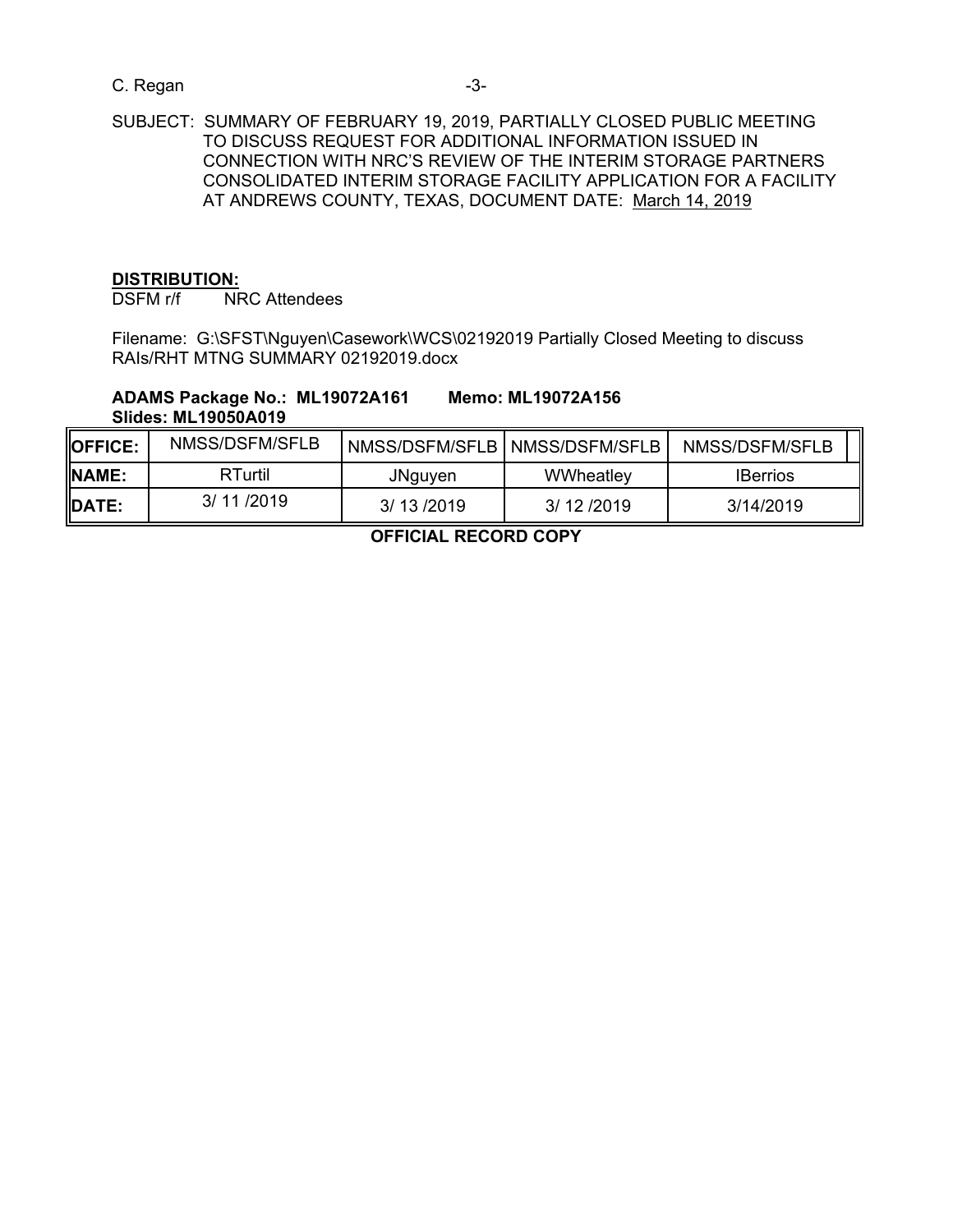C. Regan

SUBJECT: SUMMARY OF FEBRUARY 19, 2019, PARTIALLY CLOSED PUBLIC MEETING TO DISCUSS REQUEST FOR ADDITIONAL INFORMATION ISSUED IN CONNECTION WITH NRC'S REVIEW OF THE INTERIM STORAGE PARTNERS CONSOLIDATED INTERIM STORAGE FACILITY APPLICATION FOR A FACILITY AT ANDREWS COUNTY, TEXAS, DOCUMENT DATE: March 14, 2019

**DISTRIBUTION:**
DSFM r/f NRC Attendees

Filename: G:\SFST\Nguyen\Casework\WCS\02192019 Partially Closed Meeting to discuss RAIs/RHT MTNG SUMMARY 02192019.docx

**ADAMS Package No.: ML19072A161 Memo: ML19072A156**
**Slides: ML19050A019**

| **OFFICE:** | NMSS/DSFM/SFLB | NMSS/DSFM/SFLB | NMSS/DSFM/SFLB | NMSS/DSFM/SFLB |
|---|---|---|---|---|
| **NAME:** | RTurtil | JNguyen | WWheatley | IBerrios |
| **DATE:** | 3/ 11 /2019 | 3/ 13 /2019 | 3/ 12 /2019 | 3/14/2019 |

**OFFICIAL RECORD COPY**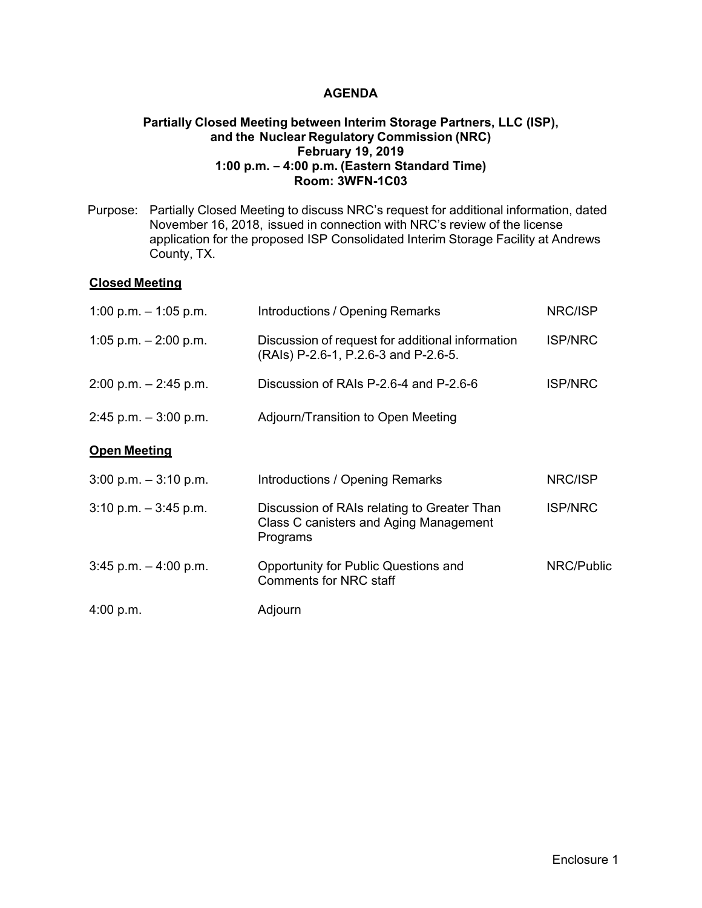# AGENDA

**Partially Closed Meeting between Interim Storage Partners, LLC (ISP), and the Nuclear Regulatory Commission (NRC)**
**February 19, 2019**
**1:00 p.m. – 4:00 p.m. (Eastern Standard Time)**
**Room: 3WFN-1C03**

Purpose: Partially Closed Meeting to discuss NRC's request for additional information, dated November 16, 2018, issued in connection with NRC's review of the license application for the proposed ISP Consolidated Interim Storage Facility at Andrews County, TX.

**Closed Meeting**

| Time | Item | Lead |
| --- | --- | --- |
| 1:00 p.m. – 1:05 p.m. | Introductions / Opening Remarks | NRC/ISP |
| 1:05 p.m. – 2:00 p.m. | Discussion of request for additional information (RAIs) P-2.6-1, P.2.6-3 and P-2.6-5. | ISP/NRC |
| 2:00 p.m. – 2:45 p.m. | Discussion of RAIs P-2.6-4 and P-2.6-6 | ISP/NRC |
| 2:45 p.m. – 3:00 p.m. | Adjourn/Transition to Open Meeting | |

**Open Meeting**

| Time | Item | Lead |
| --- | --- | --- |
| 3:00 p.m. – 3:10 p.m. | Introductions / Opening Remarks | NRC/ISP |
| 3:10 p.m. – 3:45 p.m. | Discussion of RAIs relating to Greater Than Class C canisters and Aging Management Programs | ISP/NRC |
| 3:45 p.m. – 4:00 p.m. | Opportunity for Public Questions and Comments for NRC staff | NRC/Public |
| 4:00 p.m. | Adjourn | |

Enclosure 1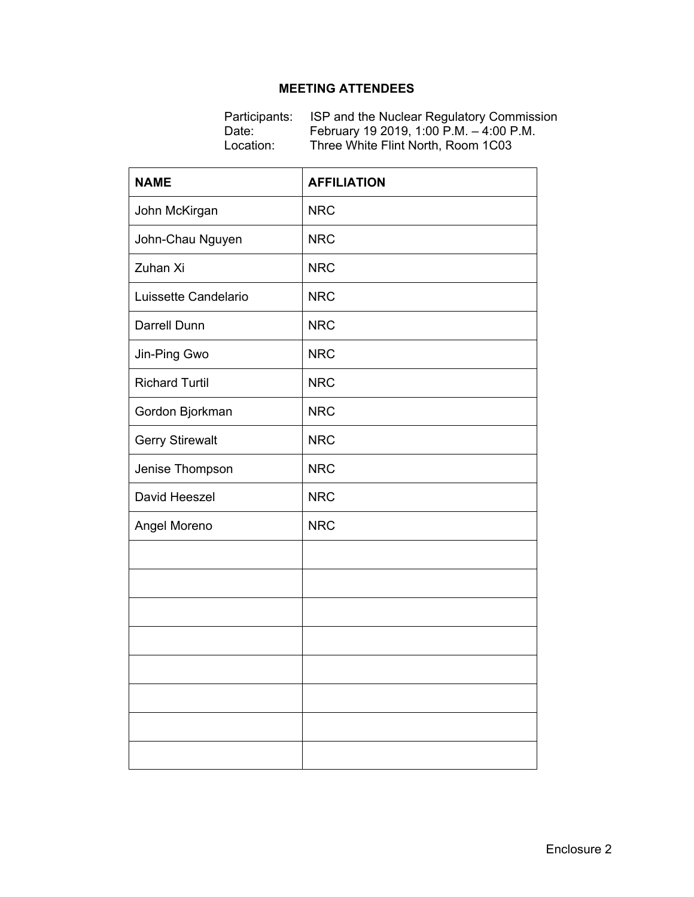## MEETING ATTENDEES

Participants: ISP and the Nuclear Regulatory Commission
Date: February 19 2019, 1:00 P.M. – 4:00 P.M.
Location: Three White Flint North, Room 1C03

| NAME | AFFILIATION |
|---|---|
| John McKirgan | NRC |
| John-Chau Nguyen | NRC |
| Zuhan Xi | NRC |
| Luissette Candelario | NRC |
| Darrell Dunn | NRC |
| Jin-Ping Gwo | NRC |
| Richard Turtil | NRC |
| Gordon Bjorkman | NRC |
| Gerry Stirewalt | NRC |
| Jenise Thompson | NRC |
| David Heeszel | NRC |
| Angel Moreno | NRC |
| | |
| | |
| | |
| | |
| | |
| | |
| | |
| | |

Enclosure 2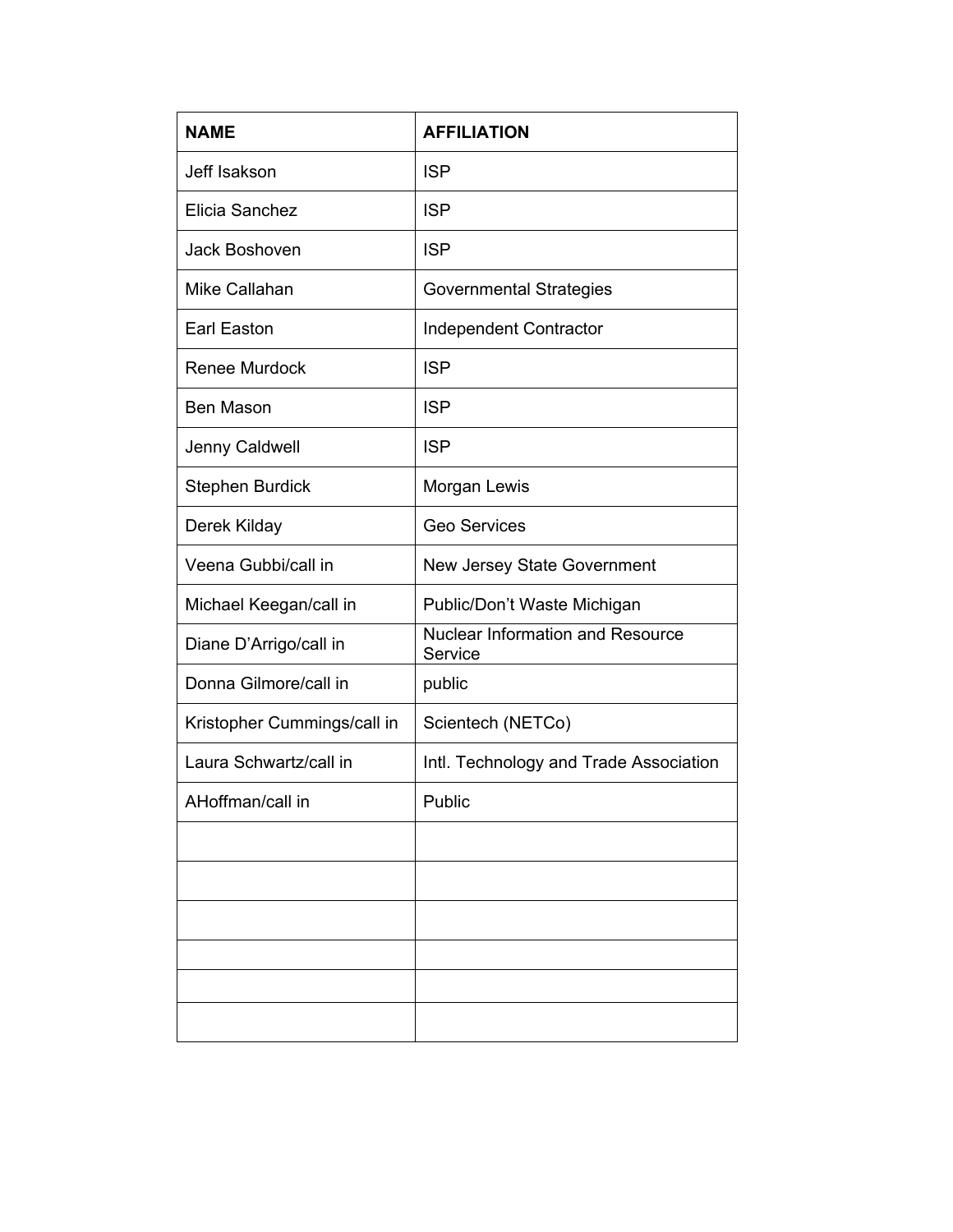| NAME | AFFILIATION |
|---|---|
| Jeff Isakson | ISP |
| Elicia Sanchez | ISP |
| Jack Boshoven | ISP |
| Mike Callahan | Governmental Strategies |
| Earl Easton | Independent Contractor |
| Renee Murdock | ISP |
| Ben Mason | ISP |
| Jenny Caldwell | ISP |
| Stephen Burdick | Morgan Lewis |
| Derek Kilday | Geo Services |
| Veena Gubbi/call in | New Jersey State Government |
| Michael Keegan/call in | Public/Don't Waste Michigan |
| Diane D'Arrigo/call in | Nuclear Information and Resource Service |
| Donna Gilmore/call in | public |
| Kristopher Cummings/call in | Scientech (NETCo) |
| Laura Schwartz/call in | Intl. Technology and Trade Association |
| AHoffman/call in | Public |
| | |
| | |
| | |
| | |
| | |
| | |